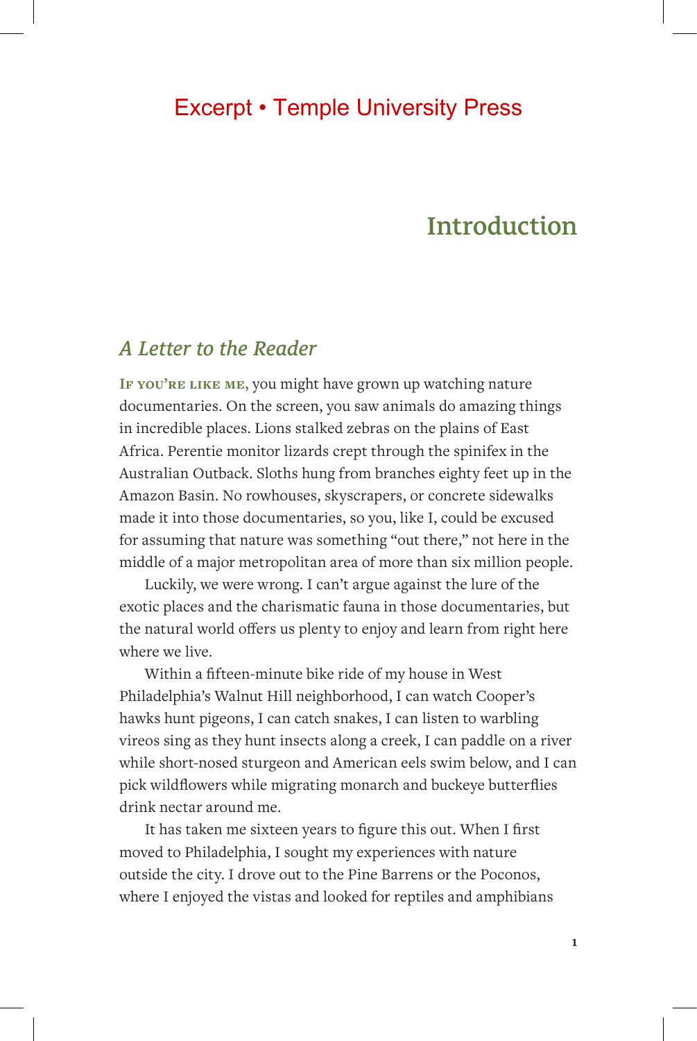Excerpt • Temple University Press

# Introduction

## *A Letter to the Reader*

**If you're like me,** you might have grown up watching nature documentaries. On the screen, you saw animals do amazing things in incredible places. Lions stalked zebras on the plains of East Africa. Perentie monitor lizards crept through the spinifex in the Australian Outback. Sloths hung from branches eighty feet up in the Amazon Basin. No rowhouses, skyscrapers, or concrete sidewalks made it into those documentaries, so you, like I, could be excused for assuming that nature was something "out there," not here in the middle of a major metropolitan area of more than six million people.

Luckily, we were wrong. I can't argue against the lure of the exotic places and the charismatic fauna in those documentaries, but the natural world offers us plenty to enjoy and learn from right here where we live.

Within a fifteen-minute bike ride of my house in West Philadelphia's Walnut Hill neighborhood, I can watch Cooper's hawks hunt pigeons, I can catch snakes, I can listen to warbling vireos sing as they hunt insects along a creek, I can paddle on a river while short-nosed sturgeon and American eels swim below, and I can pick wildflowers while migrating monarch and buckeye butterflies drink nectar around me.

It has taken me sixteen years to figure this out. When I first moved to Philadelphia, I sought my experiences with nature outside the city. I drove out to the Pine Barrens or the Poconos, where I enjoyed the vistas and looked for reptiles and amphibians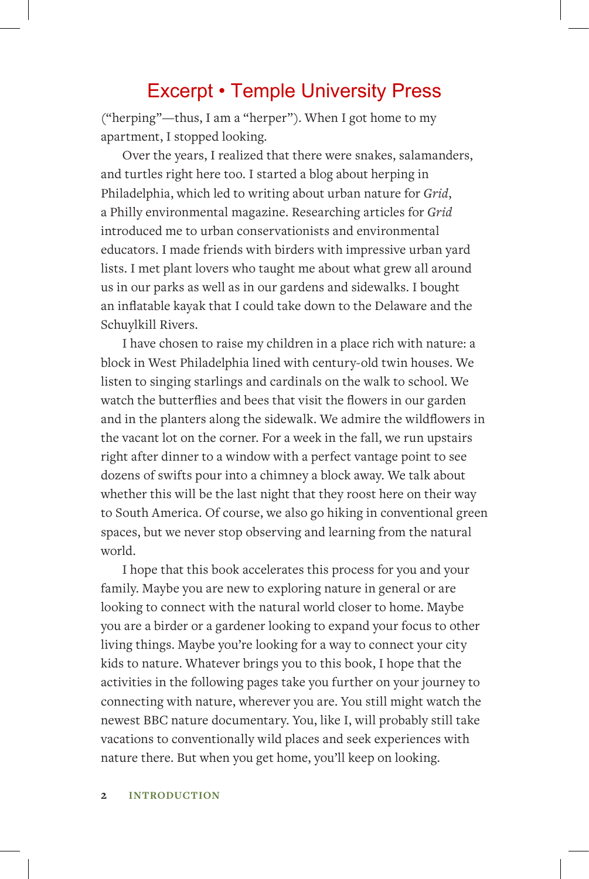("herping"—thus, I am a "herper"). When I got home to my apartment, I stopped looking.

Over the years, I realized that there were snakes, salamanders, and turtles right here too. I started a blog about herping in Philadelphia, which led to writing about urban nature for *Grid*, a Philly environmental magazine. Researching articles for *Grid* introduced me to urban conservationists and environmental educators. I made friends with birders with impressive urban yard lists. I met plant lovers who taught me about what grew all around us in our parks as well as in our gardens and sidewalks. I bought an inflatable kayak that I could take down to the Delaware and the Schuylkill Rivers.

I have chosen to raise my children in a place rich with nature: a block in West Philadelphia lined with century-old twin houses. We listen to singing starlings and cardinals on the walk to school. We watch the butterflies and bees that visit the flowers in our garden and in the planters along the sidewalk. We admire the wildflowers in the vacant lot on the corner. For a week in the fall, we run upstairs right after dinner to a window with a perfect vantage point to see dozens of swifts pour into a chimney a block away. We talk about whether this will be the last night that they roost here on their way to South America. Of course, we also go hiking in conventional green spaces, but we never stop observing and learning from the natural world.

I hope that this book accelerates this process for you and your family. Maybe you are new to exploring nature in general or are looking to connect with the natural world closer to home. Maybe you are a birder or a gardener looking to expand your focus to other living things. Maybe you're looking for a way to connect your city kids to nature. Whatever brings you to this book, I hope that the activities in the following pages take you further on your journey to connecting with nature, wherever you are. You still might watch the newest BBC nature documentary. You, like I, will probably still take vacations to conventionally wild places and seek experiences with nature there. But when you get home, you'll keep on looking.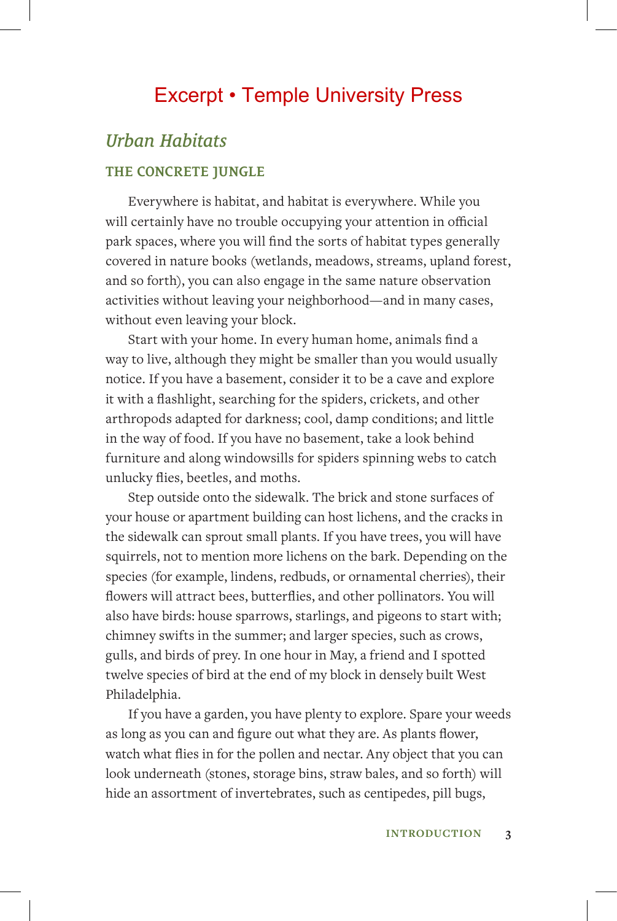# Urban Habitats

## THE CONCRETE JUNGLE

Everywhere is habitat, and habitat is everywhere. While you will certainly have no trouble occupying your attention in official park spaces, where you will find the sorts of habitat types generally covered in nature books (wetlands, meadows, streams, upland forest, and so forth), you can also engage in the same nature observation activities without leaving your neighborhood—and in many cases, without even leaving your block.

Start with your home. In every human home, animals find a way to live, although they might be smaller than you would usually notice. If you have a basement, consider it to be a cave and explore it with a flashlight, searching for the spiders, crickets, and other arthropods adapted for darkness; cool, damp conditions; and little in the way of food. If you have no basement, take a look behind furniture and along windowsills for spiders spinning webs to catch unlucky flies, beetles, and moths.

Step outside onto the sidewalk. The brick and stone surfaces of your house or apartment building can host lichens, and the cracks in the sidewalk can sprout small plants. If you have trees, you will have squirrels, not to mention more lichens on the bark. Depending on the species (for example, lindens, redbuds, or ornamental cherries), their flowers will attract bees, butterflies, and other pollinators. You will also have birds: house sparrows, starlings, and pigeons to start with; chimney swifts in the summer; and larger species, such as crows, gulls, and birds of prey. In one hour in May, a friend and I spotted twelve species of bird at the end of my block in densely built West Philadelphia.

If you have a garden, you have plenty to explore. Spare your weeds as long as you can and figure out what they are. As plants flower, watch what flies in for the pollen and nectar. Any object that you can look underneath (stones, storage bins, straw bales, and so forth) will hide an assortment of invertebrates, such as centipedes, pill bugs,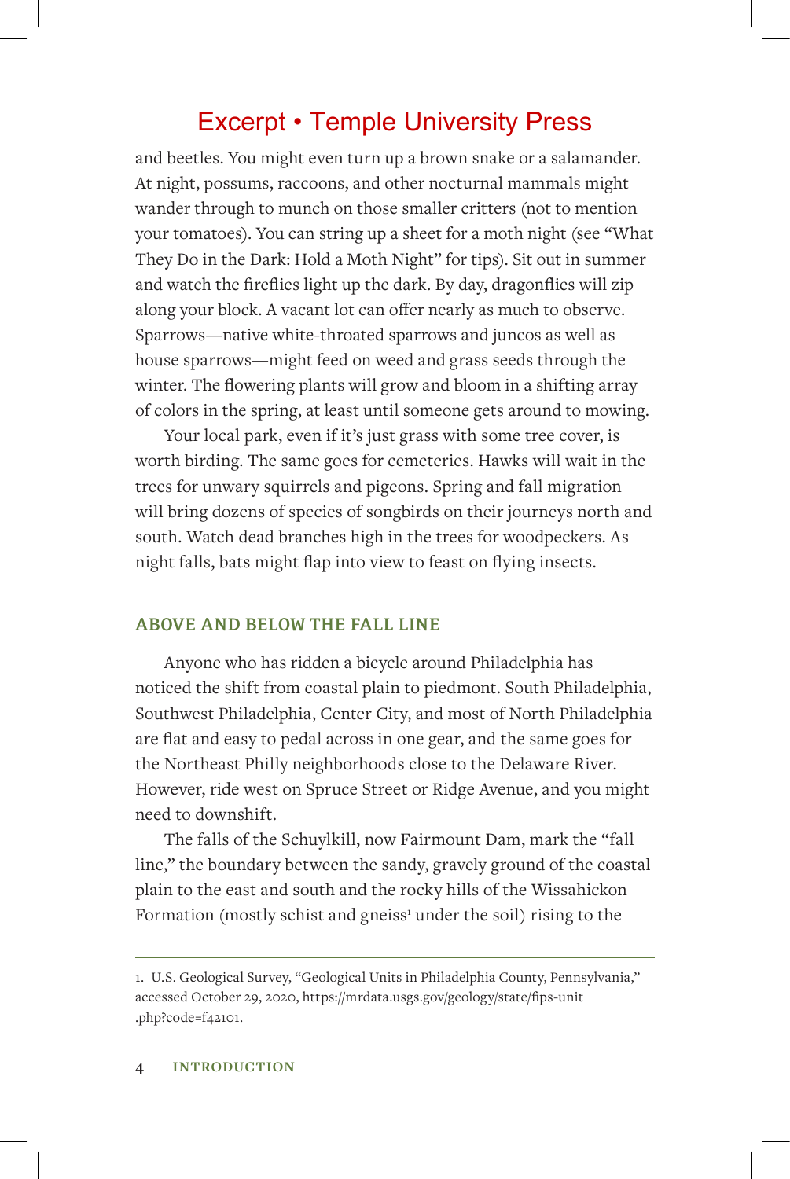and beetles. You might even turn up a brown snake or a salamander. At night, possums, raccoons, and other nocturnal mammals might wander through to munch on those smaller critters (not to mention your tomatoes). You can string up a sheet for a moth night (see "What They Do in the Dark: Hold a Moth Night" for tips). Sit out in summer and watch the fireflies light up the dark. By day, dragonflies will zip along your block. A vacant lot can offer nearly as much to observe. Sparrows—native white-throated sparrows and juncos as well as house sparrows—might feed on weed and grass seeds through the winter. The flowering plants will grow and bloom in a shifting array of colors in the spring, at least until someone gets around to mowing.

Your local park, even if it's just grass with some tree cover, is worth birding. The same goes for cemeteries. Hawks will wait in the trees for unwary squirrels and pigeons. Spring and fall migration will bring dozens of species of songbirds on their journeys north and south. Watch dead branches high in the trees for woodpeckers. As night falls, bats might flap into view to feast on flying insects.

## ABOVE AND BELOW THE FALL LINE

Anyone who has ridden a bicycle around Philadelphia has noticed the shift from coastal plain to piedmont. South Philadelphia, Southwest Philadelphia, Center City, and most of North Philadelphia are flat and easy to pedal across in one gear, and the same goes for the Northeast Philly neighborhoods close to the Delaware River. However, ride west on Spruce Street or Ridge Avenue, and you might need to downshift.

The falls of the Schuylkill, now Fairmount Dam, mark the "fall line," the boundary between the sandy, gravely ground of the coastal plain to the east and south and the rocky hills of the Wissahickon Formation (mostly schist and gneiss[1] under the soil) rising to the

1. U.S. Geological Survey, "Geological Units in Philadelphia County, Pennsylvania," accessed October 29, 2020, https://mrdata.usgs.gov/geology/state/fips-unit.php?code=f42101.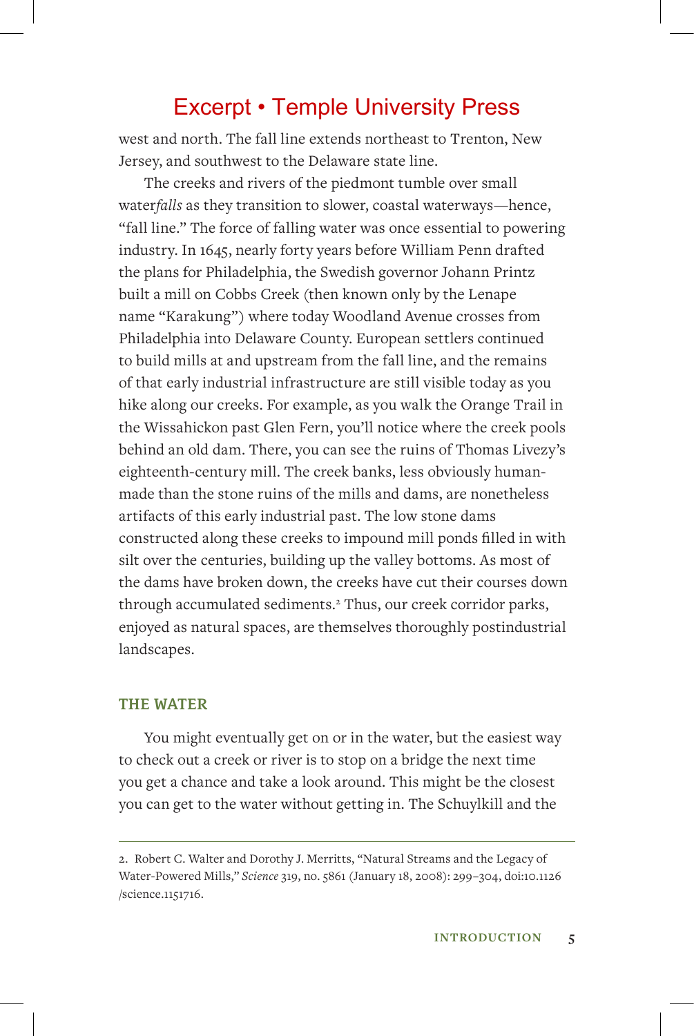west and north. The fall line extends northeast to Trenton, New Jersey, and southwest to the Delaware state line.

The creeks and rivers of the piedmont tumble over small water*falls* as they transition to slower, coastal waterways—hence, "fall line." The force of falling water was once essential to powering industry. In 1645, nearly forty years before William Penn drafted the plans for Philadelphia, the Swedish governor Johann Printz built a mill on Cobbs Creek (then known only by the Lenape name "Karakung") where today Woodland Avenue crosses from Philadelphia into Delaware County. European settlers continued to build mills at and upstream from the fall line, and the remains of that early industrial infrastructure are still visible today as you hike along our creeks. For example, as you walk the Orange Trail in the Wissahickon past Glen Fern, you'll notice where the creek pools behind an old dam. There, you can see the ruins of Thomas Livezy's eighteenth-century mill. The creek banks, less obviously human-made than the stone ruins of the mills and dams, are nonetheless artifacts of this early industrial past. The low stone dams constructed along these creeks to impound mill ponds filled in with silt over the centuries, building up the valley bottoms. As most of the dams have broken down, the creeks have cut their courses down through accumulated sediments.[2] Thus, our creek corridor parks, enjoyed as natural spaces, are themselves thoroughly postindustrial landscapes.

## THE WATER

You might eventually get on or in the water, but the easiest way to check out a creek or river is to stop on a bridge the next time you get a chance and take a look around. This might be the closest you can get to the water without getting in. The Schuylkill and the

---

2. Robert C. Walter and Dorothy J. Merritts, "Natural Streams and the Legacy of Water-Powered Mills," *Science* 319, no. 5861 (January 18, 2008): 299–304, doi:10.1126/science.1151716.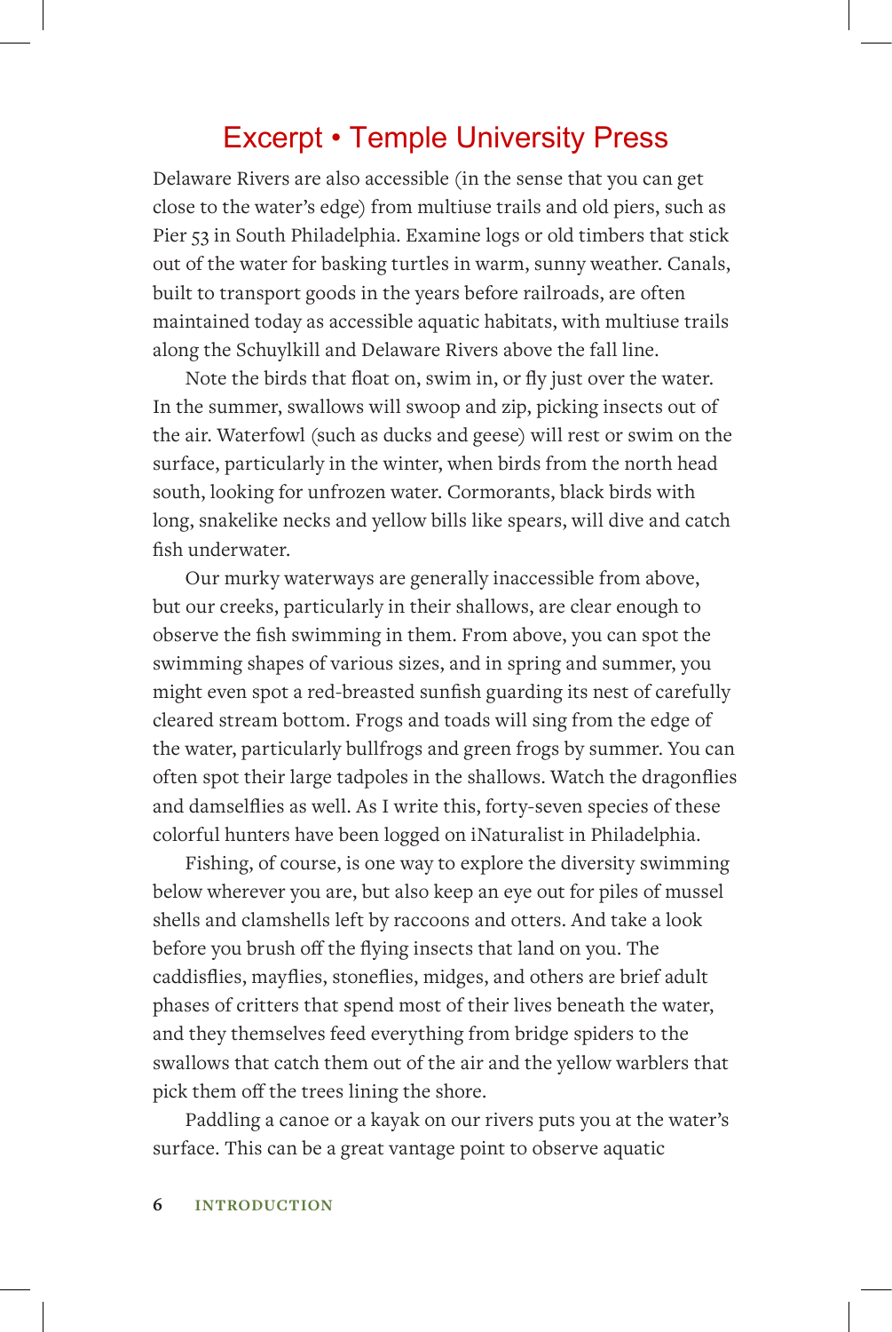Delaware Rivers are also accessible (in the sense that you can get close to the water's edge) from multiuse trails and old piers, such as Pier 53 in South Philadelphia. Examine logs or old timbers that stick out of the water for basking turtles in warm, sunny weather. Canals, built to transport goods in the years before railroads, are often maintained today as accessible aquatic habitats, with multiuse trails along the Schuylkill and Delaware Rivers above the fall line.

Note the birds that float on, swim in, or fly just over the water. In the summer, swallows will swoop and zip, picking insects out of the air. Waterfowl (such as ducks and geese) will rest or swim on the surface, particularly in the winter, when birds from the north head south, looking for unfrozen water. Cormorants, black birds with long, snakelike necks and yellow bills like spears, will dive and catch fish underwater.

Our murky waterways are generally inaccessible from above, but our creeks, particularly in their shallows, are clear enough to observe the fish swimming in them. From above, you can spot the swimming shapes of various sizes, and in spring and summer, you might even spot a red-breasted sunfish guarding its nest of carefully cleared stream bottom. Frogs and toads will sing from the edge of the water, particularly bullfrogs and green frogs by summer. You can often spot their large tadpoles in the shallows. Watch the dragonflies and damselflies as well. As I write this, forty-seven species of these colorful hunters have been logged on iNaturalist in Philadelphia.

Fishing, of course, is one way to explore the diversity swimming below wherever you are, but also keep an eye out for piles of mussel shells and clamshells left by raccoons and otters. And take a look before you brush off the flying insects that land on you. The caddisflies, mayflies, stoneflies, midges, and others are brief adult phases of critters that spend most of their lives beneath the water, and they themselves feed everything from bridge spiders to the swallows that catch them out of the air and the yellow warblers that pick them off the trees lining the shore.

Paddling a canoe or a kayak on our rivers puts you at the water's surface. This can be a great vantage point to observe aquatic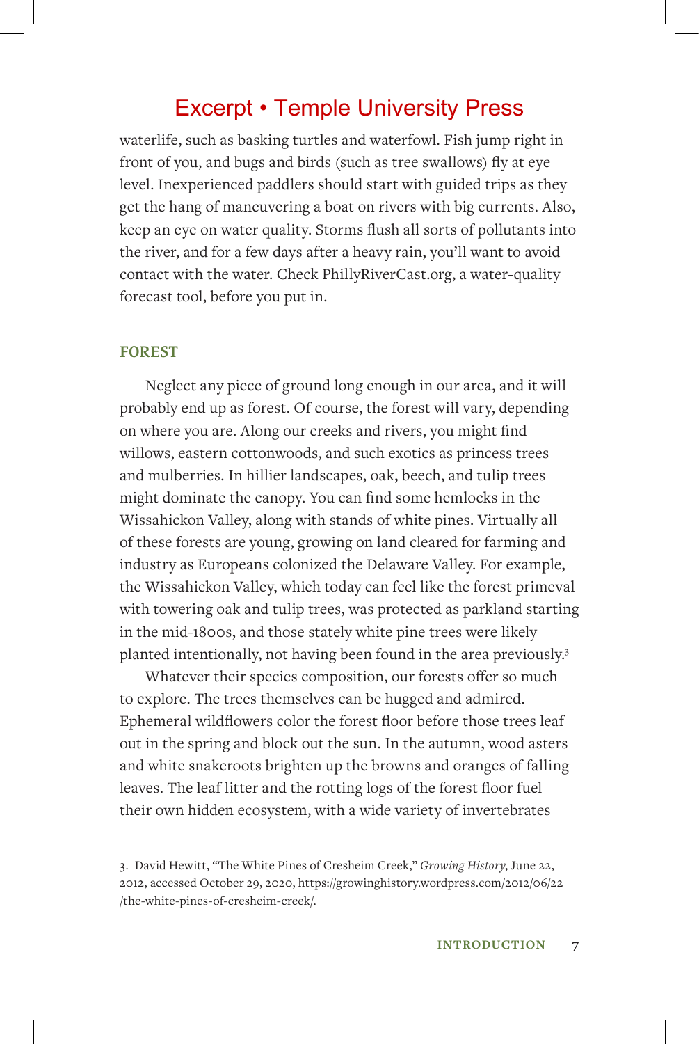waterlife, such as basking turtles and waterfowl. Fish jump right in front of you, and bugs and birds (such as tree swallows) fly at eye level. Inexperienced paddlers should start with guided trips as they get the hang of maneuvering a boat on rivers with big currents. Also, keep an eye on water quality. Storms flush all sorts of pollutants into the river, and for a few days after a heavy rain, you'll want to avoid contact with the water. Check PhillyRiverCast.org, a water-quality forecast tool, before you put in.

## FOREST

Neglect any piece of ground long enough in our area, and it will probably end up as forest. Of course, the forest will vary, depending on where you are. Along our creeks and rivers, you might find willows, eastern cottonwoods, and such exotics as princess trees and mulberries. In hillier landscapes, oak, beech, and tulip trees might dominate the canopy. You can find some hemlocks in the Wissahickon Valley, along with stands of white pines. Virtually all of these forests are young, growing on land cleared for farming and industry as Europeans colonized the Delaware Valley. For example, the Wissahickon Valley, which today can feel like the forest primeval with towering oak and tulip trees, was protected as parkland starting in the mid-1800s, and those stately white pine trees were likely planted intentionally, not having been found in the area previously.[3]

Whatever their species composition, our forests offer so much to explore. The trees themselves can be hugged and admired. Ephemeral wildflowers color the forest floor before those trees leaf out in the spring and block out the sun. In the autumn, wood asters and white snakeroots brighten up the browns and oranges of falling leaves. The leaf litter and the rotting logs of the forest floor fuel their own hidden ecosystem, with a wide variety of invertebrates

---

3. David Hewitt, "The White Pines of Cresheim Creek," *Growing History*, June 22, 2012, accessed October 29, 2020, https://growinghistory.wordpress.com/2012/06/22/the-white-pines-of-cresheim-creek/.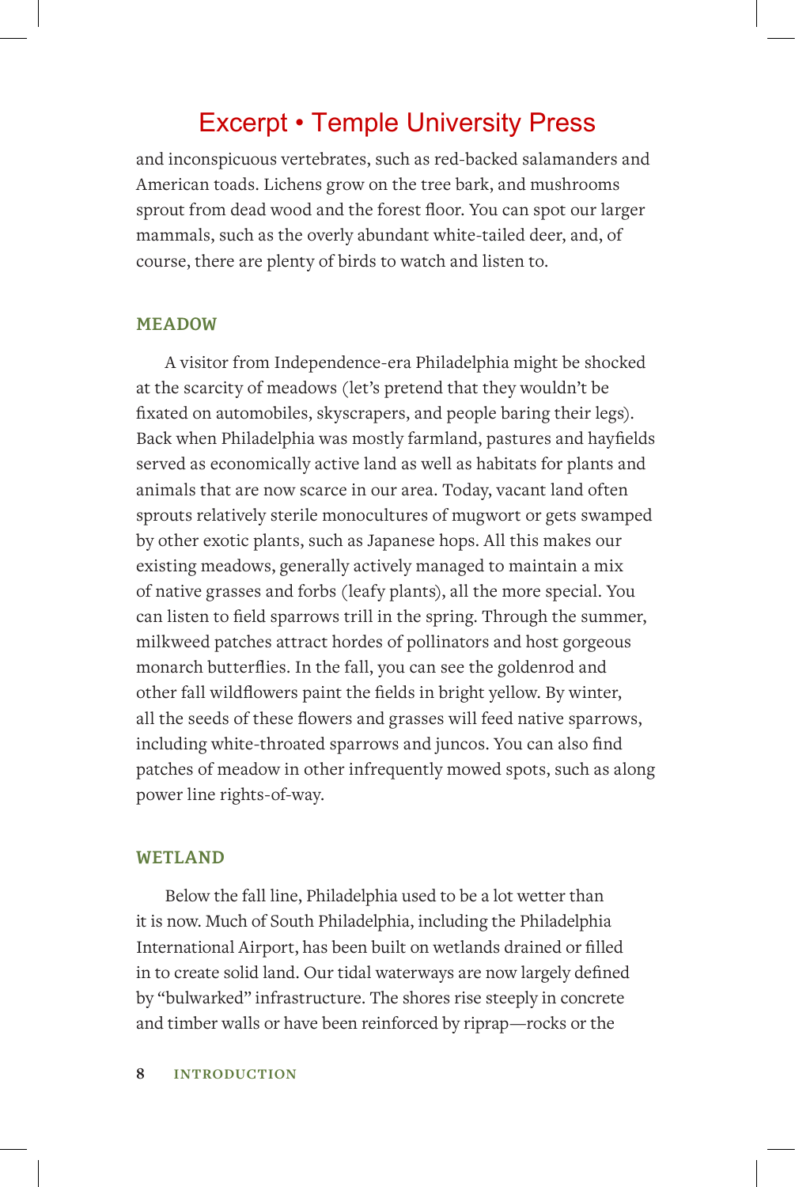and inconspicuous vertebrates, such as red-backed salamanders and American toads. Lichens grow on the tree bark, and mushrooms sprout from dead wood and the forest floor. You can spot our larger mammals, such as the overly abundant white-tailed deer, and, of course, there are plenty of birds to watch and listen to.

### MEADOW

A visitor from Independence-era Philadelphia might be shocked at the scarcity of meadows (let's pretend that they wouldn't be fixated on automobiles, skyscrapers, and people baring their legs). Back when Philadelphia was mostly farmland, pastures and hayfields served as economically active land as well as habitats for plants and animals that are now scarce in our area. Today, vacant land often sprouts relatively sterile monocultures of mugwort or gets swamped by other exotic plants, such as Japanese hops. All this makes our existing meadows, generally actively managed to maintain a mix of native grasses and forbs (leafy plants), all the more special. You can listen to field sparrows trill in the spring. Through the summer, milkweed patches attract hordes of pollinators and host gorgeous monarch butterflies. In the fall, you can see the goldenrod and other fall wildflowers paint the fields in bright yellow. By winter, all the seeds of these flowers and grasses will feed native sparrows, including white-throated sparrows and juncos. You can also find patches of meadow in other infrequently mowed spots, such as along power line rights-of-way.

### WETLAND

Below the fall line, Philadelphia used to be a lot wetter than it is now. Much of South Philadelphia, including the Philadelphia International Airport, has been built on wetlands drained or filled in to create solid land. Our tidal waterways are now largely defined by "bulwarked" infrastructure. The shores rise steeply in concrete and timber walls or have been reinforced by riprap—rocks or the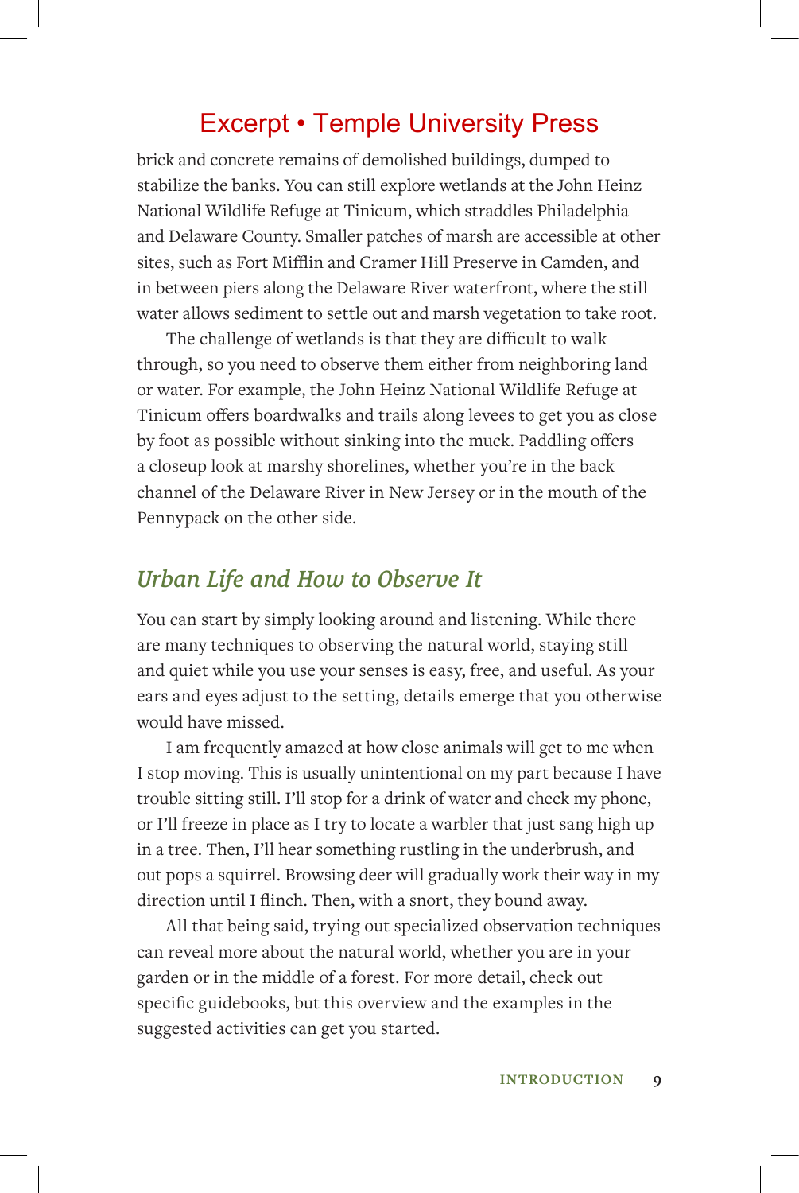brick and concrete remains of demolished buildings, dumped to stabilize the banks. You can still explore wetlands at the John Heinz National Wildlife Refuge at Tinicum, which straddles Philadelphia and Delaware County. Smaller patches of marsh are accessible at other sites, such as Fort Mifflin and Cramer Hill Preserve in Camden, and in between piers along the Delaware River waterfront, where the still water allows sediment to settle out and marsh vegetation to take root.

The challenge of wetlands is that they are difficult to walk through, so you need to observe them either from neighboring land or water. For example, the John Heinz National Wildlife Refuge at Tinicum offers boardwalks and trails along levees to get you as close by foot as possible without sinking into the muck. Paddling offers a closeup look at marshy shorelines, whether you're in the back channel of the Delaware River in New Jersey or in the mouth of the Pennypack on the other side.

## *Urban Life and How to Observe It*

You can start by simply looking around and listening. While there are many techniques to observing the natural world, staying still and quiet while you use your senses is easy, free, and useful. As your ears and eyes adjust to the setting, details emerge that you otherwise would have missed.

I am frequently amazed at how close animals will get to me when I stop moving. This is usually unintentional on my part because I have trouble sitting still. I'll stop for a drink of water and check my phone, or I'll freeze in place as I try to locate a warbler that just sang high up in a tree. Then, I'll hear something rustling in the underbrush, and out pops a squirrel. Browsing deer will gradually work their way in my direction until I flinch. Then, with a snort, they bound away.

All that being said, trying out specialized observation techniques can reveal more about the natural world, whether you are in your garden or in the middle of a forest. For more detail, check out specific guidebooks, but this overview and the examples in the suggested activities can get you started.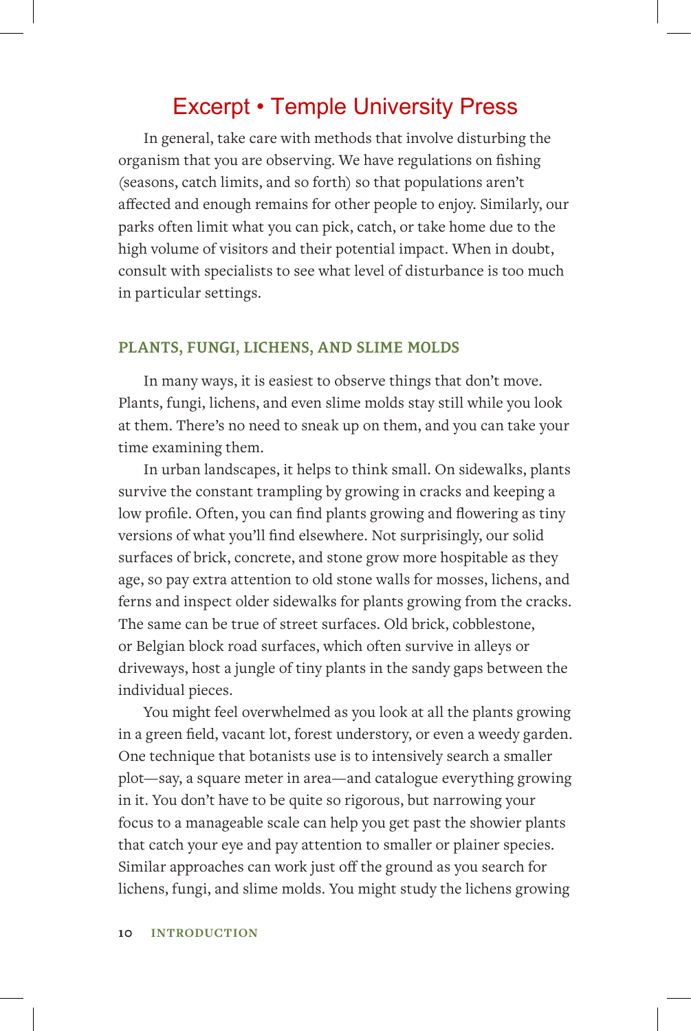In general, take care with methods that involve disturbing the organism that you are observing. We have regulations on fishing (seasons, catch limits, and so forth) so that populations aren't affected and enough remains for other people to enjoy. Similarly, our parks often limit what you can pick, catch, or take home due to the high volume of visitors and their potential impact. When in doubt, consult with specialists to see what level of disturbance is too much in particular settings.

## PLANTS, FUNGI, LICHENS, AND SLIME MOLDS

In many ways, it is easiest to observe things that don't move. Plants, fungi, lichens, and even slime molds stay still while you look at them. There's no need to sneak up on them, and you can take your time examining them.

In urban landscapes, it helps to think small. On sidewalks, plants survive the constant trampling by growing in cracks and keeping a low profile. Often, you can find plants growing and flowering as tiny versions of what you'll find elsewhere. Not surprisingly, our solid surfaces of brick, concrete, and stone grow more hospitable as they age, so pay extra attention to old stone walls for mosses, lichens, and ferns and inspect older sidewalks for plants growing from the cracks. The same can be true of street surfaces. Old brick, cobblestone, or Belgian block road surfaces, which often survive in alleys or driveways, host a jungle of tiny plants in the sandy gaps between the individual pieces.

You might feel overwhelmed as you look at all the plants growing in a green field, vacant lot, forest understory, or even a weedy garden. One technique that botanists use is to intensively search a smaller plot—say, a square meter in area—and catalogue everything growing in it. You don't have to be quite so rigorous, but narrowing your focus to a manageable scale can help you get past the showier plants that catch your eye and pay attention to smaller or plainer species. Similar approaches can work just off the ground as you search for lichens, fungi, and slime molds. You might study the lichens growing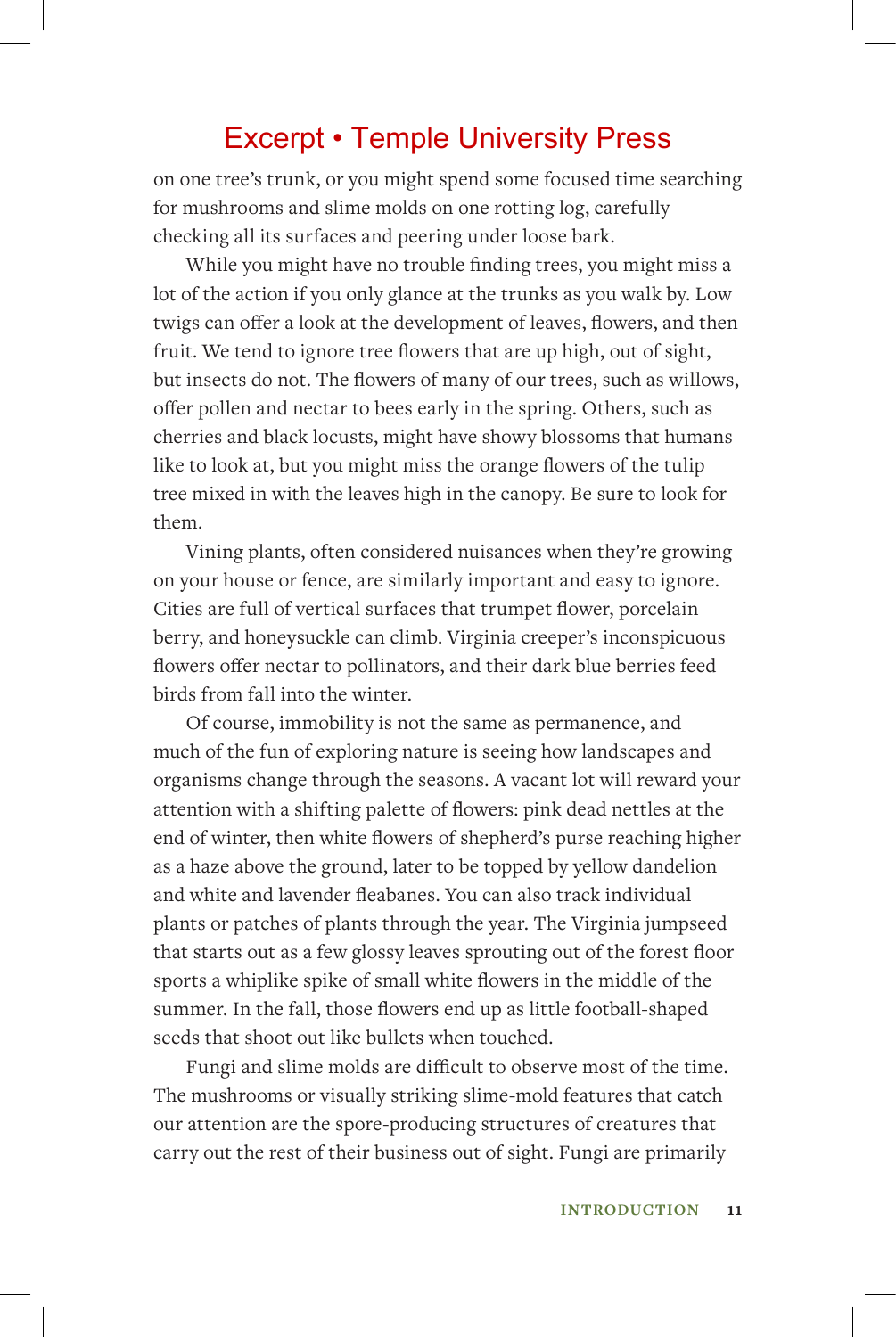on one tree's trunk, or you might spend some focused time searching for mushrooms and slime molds on one rotting log, carefully checking all its surfaces and peering under loose bark.

While you might have no trouble finding trees, you might miss a lot of the action if you only glance at the trunks as you walk by. Low twigs can offer a look at the development of leaves, flowers, and then fruit. We tend to ignore tree flowers that are up high, out of sight, but insects do not. The flowers of many of our trees, such as willows, offer pollen and nectar to bees early in the spring. Others, such as cherries and black locusts, might have showy blossoms that humans like to look at, but you might miss the orange flowers of the tulip tree mixed in with the leaves high in the canopy. Be sure to look for them.

Vining plants, often considered nuisances when they're growing on your house or fence, are similarly important and easy to ignore. Cities are full of vertical surfaces that trumpet flower, porcelain berry, and honeysuckle can climb. Virginia creeper's inconspicuous flowers offer nectar to pollinators, and their dark blue berries feed birds from fall into the winter.

Of course, immobility is not the same as permanence, and much of the fun of exploring nature is seeing how landscapes and organisms change through the seasons. A vacant lot will reward your attention with a shifting palette of flowers: pink dead nettles at the end of winter, then white flowers of shepherd's purse reaching higher as a haze above the ground, later to be topped by yellow dandelion and white and lavender fleabanes. You can also track individual plants or patches of plants through the year. The Virginia jumpseed that starts out as a few glossy leaves sprouting out of the forest floor sports a whiplike spike of small white flowers in the middle of the summer. In the fall, those flowers end up as little football-shaped seeds that shoot out like bullets when touched.

Fungi and slime molds are difficult to observe most of the time. The mushrooms or visually striking slime-mold features that catch our attention are the spore-producing structures of creatures that carry out the rest of their business out of sight. Fungi are primarily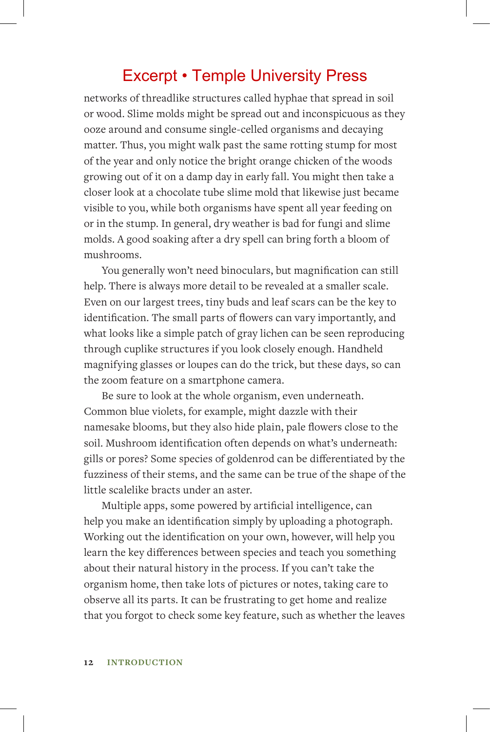networks of threadlike structures called hyphae that spread in soil or wood. Slime molds might be spread out and inconspicuous as they ooze around and consume single-celled organisms and decaying matter. Thus, you might walk past the same rotting stump for most of the year and only notice the bright orange chicken of the woods growing out of it on a damp day in early fall. You might then take a closer look at a chocolate tube slime mold that likewise just became visible to you, while both organisms have spent all year feeding on or in the stump. In general, dry weather is bad for fungi and slime molds. A good soaking after a dry spell can bring forth a bloom of mushrooms.

You generally won't need binoculars, but magnification can still help. There is always more detail to be revealed at a smaller scale. Even on our largest trees, tiny buds and leaf scars can be the key to identification. The small parts of flowers can vary importantly, and what looks like a simple patch of gray lichen can be seen reproducing through cuplike structures if you look closely enough. Handheld magnifying glasses or loupes can do the trick, but these days, so can the zoom feature on a smartphone camera.

Be sure to look at the whole organism, even underneath. Common blue violets, for example, might dazzle with their namesake blooms, but they also hide plain, pale flowers close to the soil. Mushroom identification often depends on what's underneath: gills or pores? Some species of goldenrod can be differentiated by the fuzziness of their stems, and the same can be true of the shape of the little scalelike bracts under an aster.

Multiple apps, some powered by artificial intelligence, can help you make an identification simply by uploading a photograph. Working out the identification on your own, however, will help you learn the key differences between species and teach you something about their natural history in the process. If you can't take the organism home, then take lots of pictures or notes, taking care to observe all its parts. It can be frustrating to get home and realize that you forgot to check some key feature, such as whether the leaves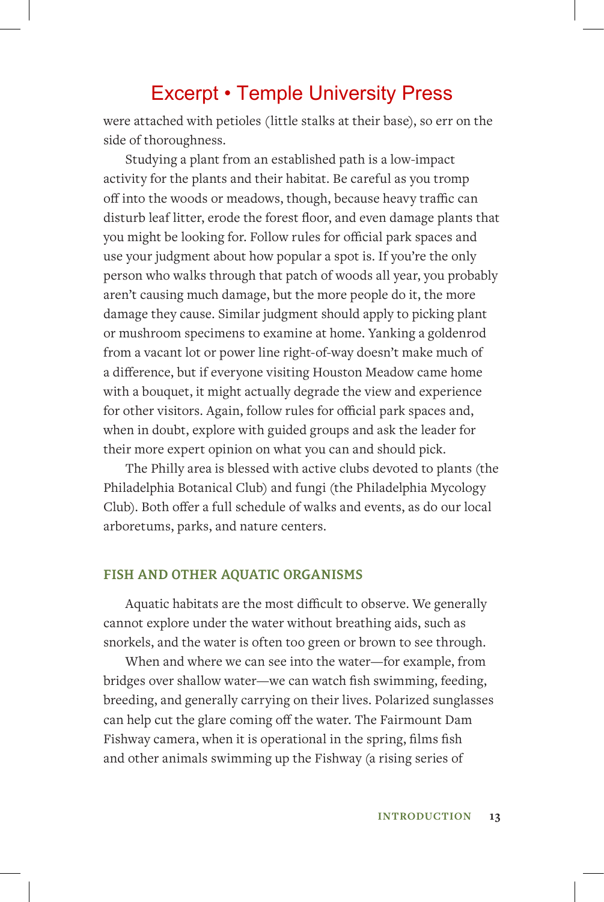were attached with petioles (little stalks at their base), so err on the side of thoroughness.

Studying a plant from an established path is a low-impact activity for the plants and their habitat. Be careful as you tromp off into the woods or meadows, though, because heavy traffic can disturb leaf litter, erode the forest floor, and even damage plants that you might be looking for. Follow rules for official park spaces and use your judgment about how popular a spot is. If you're the only person who walks through that patch of woods all year, you probably aren't causing much damage, but the more people do it, the more damage they cause. Similar judgment should apply to picking plant or mushroom specimens to examine at home. Yanking a goldenrod from a vacant lot or power line right-of-way doesn't make much of a difference, but if everyone visiting Houston Meadow came home with a bouquet, it might actually degrade the view and experience for other visitors. Again, follow rules for official park spaces and, when in doubt, explore with guided groups and ask the leader for their more expert opinion on what you can and should pick.

The Philly area is blessed with active clubs devoted to plants (the Philadelphia Botanical Club) and fungi (the Philadelphia Mycology Club). Both offer a full schedule of walks and events, as do our local arboretums, parks, and nature centers.

## FISH AND OTHER AQUATIC ORGANISMS

Aquatic habitats are the most difficult to observe. We generally cannot explore under the water without breathing aids, such as snorkels, and the water is often too green or brown to see through.

When and where we can see into the water—for example, from bridges over shallow water—we can watch fish swimming, feeding, breeding, and generally carrying on their lives. Polarized sunglasses can help cut the glare coming off the water. The Fairmount Dam Fishway camera, when it is operational in the spring, films fish and other animals swimming up the Fishway (a rising series of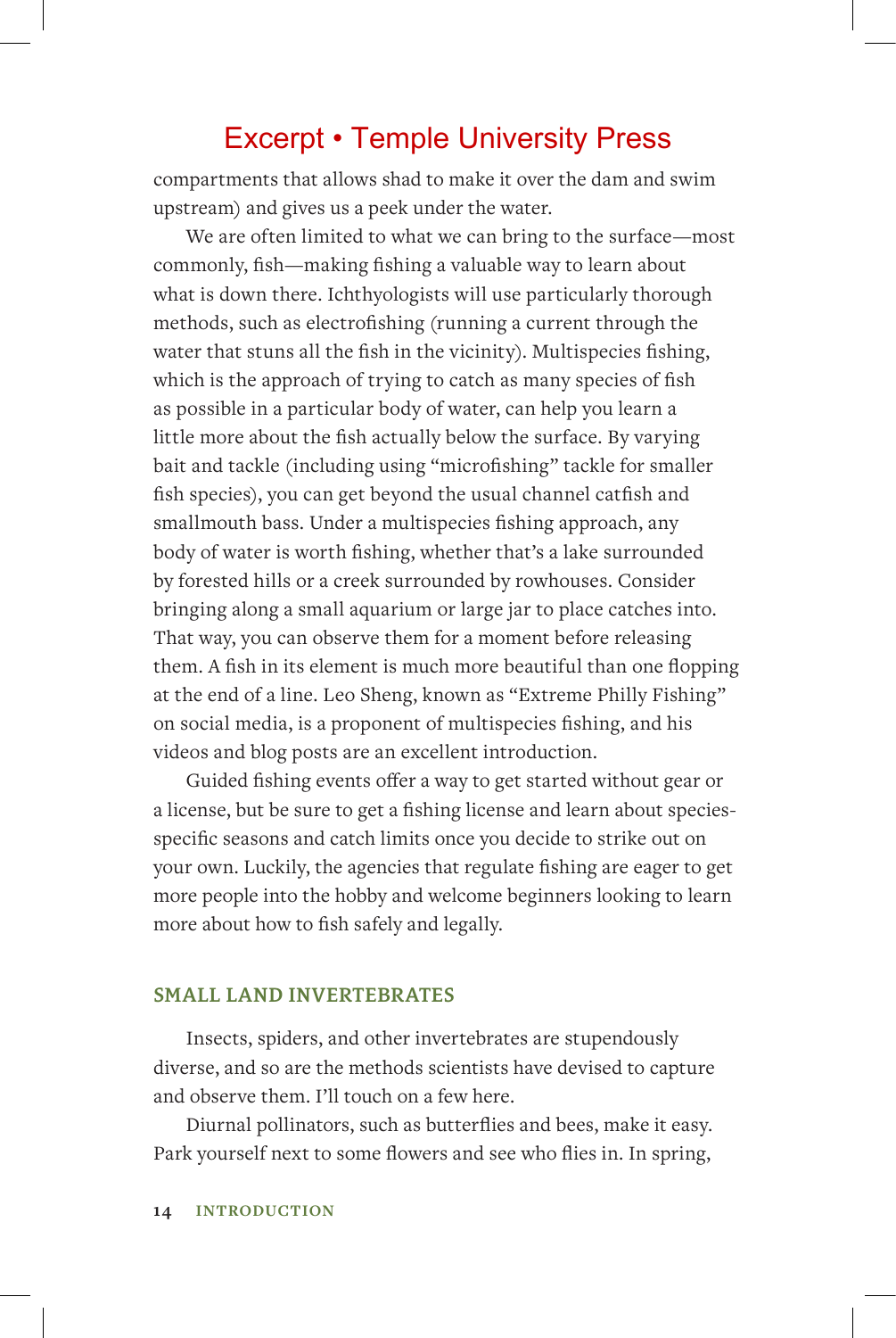compartments that allows shad to make it over the dam and swim upstream) and gives us a peek under the water.

We are often limited to what we can bring to the surface—most commonly, fish—making fishing a valuable way to learn about what is down there. Ichthyologists will use particularly thorough methods, such as electrofishing (running a current through the water that stuns all the fish in the vicinity). Multispecies fishing, which is the approach of trying to catch as many species of fish as possible in a particular body of water, can help you learn a little more about the fish actually below the surface. By varying bait and tackle (including using "microfishing" tackle for smaller fish species), you can get beyond the usual channel catfish and smallmouth bass. Under a multispecies fishing approach, any body of water is worth fishing, whether that's a lake surrounded by forested hills or a creek surrounded by rowhouses. Consider bringing along a small aquarium or large jar to place catches into. That way, you can observe them for a moment before releasing them. A fish in its element is much more beautiful than one flopping at the end of a line. Leo Sheng, known as "Extreme Philly Fishing" on social media, is a proponent of multispecies fishing, and his videos and blog posts are an excellent introduction.

Guided fishing events offer a way to get started without gear or a license, but be sure to get a fishing license and learn about species-specific seasons and catch limits once you decide to strike out on your own. Luckily, the agencies that regulate fishing are eager to get more people into the hobby and welcome beginners looking to learn more about how to fish safely and legally.

### SMALL LAND INVERTEBRATES

Insects, spiders, and other invertebrates are stupendously diverse, and so are the methods scientists have devised to capture and observe them. I'll touch on a few here.

Diurnal pollinators, such as butterflies and bees, make it easy. Park yourself next to some flowers and see who flies in. In spring,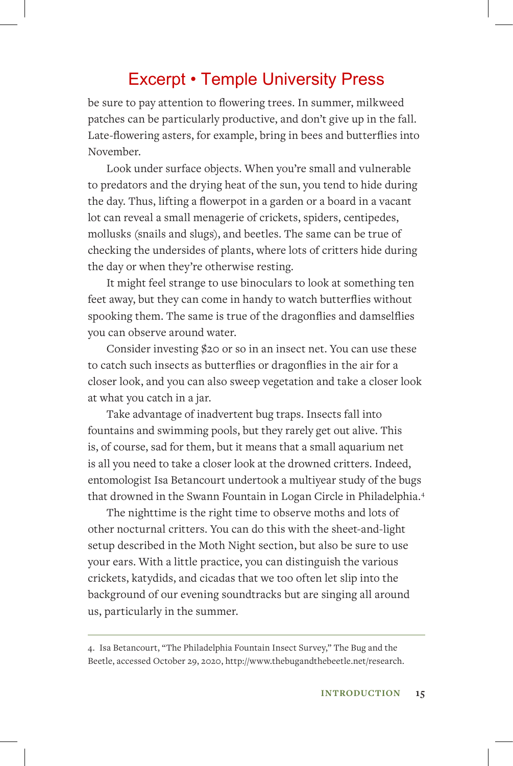be sure to pay attention to flowering trees. In summer, milkweed patches can be particularly productive, and don't give up in the fall. Late-flowering asters, for example, bring in bees and butterflies into November.

Look under surface objects. When you're small and vulnerable to predators and the drying heat of the sun, you tend to hide during the day. Thus, lifting a flowerpot in a garden or a board in a vacant lot can reveal a small menagerie of crickets, spiders, centipedes, mollusks (snails and slugs), and beetles. The same can be true of checking the undersides of plants, where lots of critters hide during the day or when they're otherwise resting.

It might feel strange to use binoculars to look at something ten feet away, but they can come in handy to watch butterflies without spooking them. The same is true of the dragonflies and damselflies you can observe around water.

Consider investing $20 or so in an insect net. You can use these to catch such insects as butterflies or dragonflies in the air for a closer look, and you can also sweep vegetation and take a closer look at what you catch in a jar.

Take advantage of inadvertent bug traps. Insects fall into fountains and swimming pools, but they rarely get out alive. This is, of course, sad for them, but it means that a small aquarium net is all you need to take a closer look at the drowned critters. Indeed, entomologist Isa Betancourt undertook a multiyear study of the bugs that drowned in the Swann Fountain in Logan Circle in Philadelphia.[4]

The nighttime is the right time to observe moths and lots of other nocturnal critters. You can do this with the sheet-and-light setup described in the Moth Night section, but also be sure to use your ears. With a little practice, you can distinguish the various crickets, katydids, and cicadas that we too often let slip into the background of our evening soundtracks but are singing all around us, particularly in the summer.

---

4. Isa Betancourt, "The Philadelphia Fountain Insect Survey," The Bug and the Beetle, accessed October 29, 2020, http://www.thebugandthebeetle.net/research.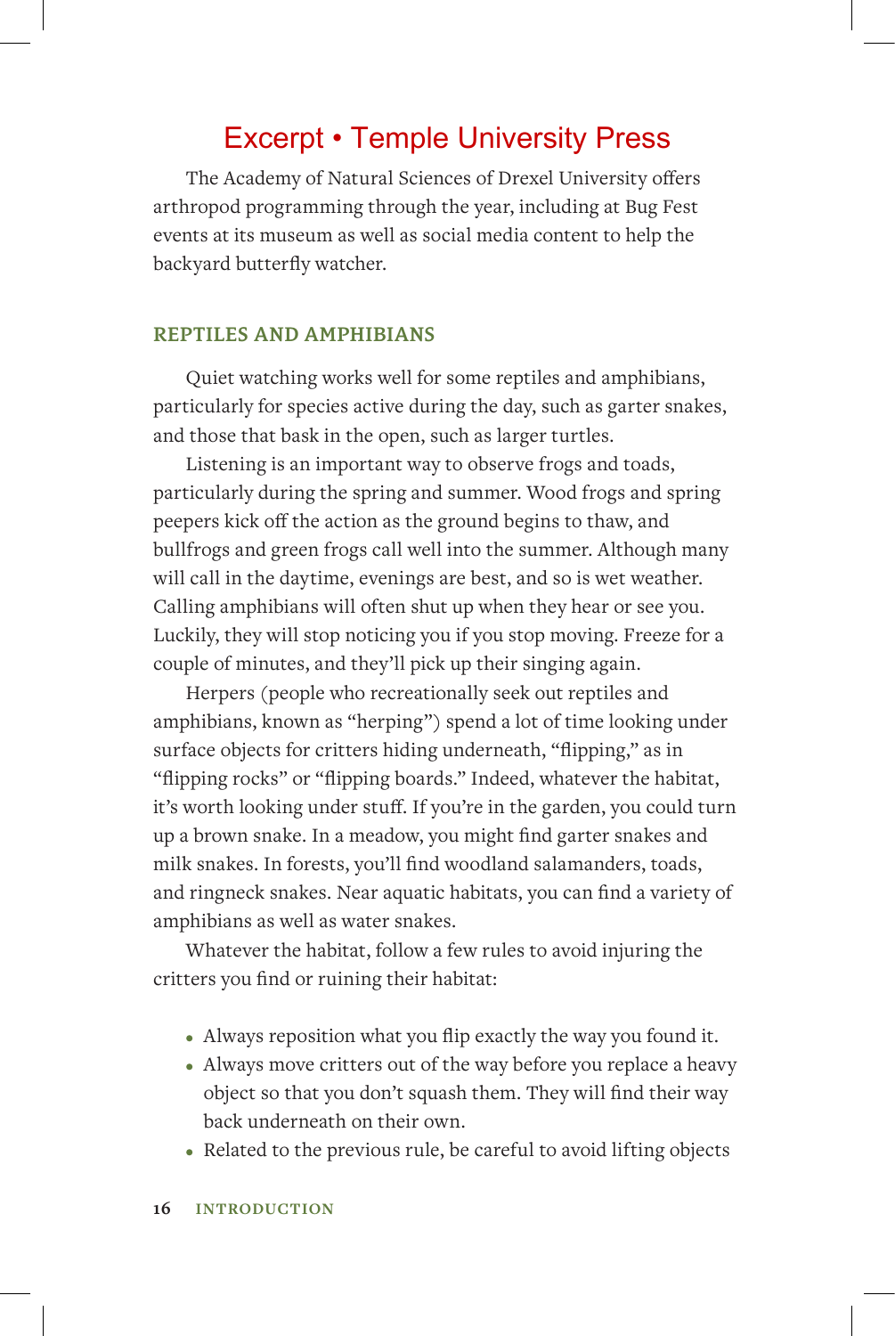The Academy of Natural Sciences of Drexel University offers arthropod programming through the year, including at Bug Fest events at its museum as well as social media content to help the backyard butterfly watcher.

## REPTILES AND AMPHIBIANS

Quiet watching works well for some reptiles and amphibians, particularly for species active during the day, such as garter snakes, and those that bask in the open, such as larger turtles.

Listening is an important way to observe frogs and toads, particularly during the spring and summer. Wood frogs and spring peepers kick off the action as the ground begins to thaw, and bullfrogs and green frogs call well into the summer. Although many will call in the daytime, evenings are best, and so is wet weather. Calling amphibians will often shut up when they hear or see you. Luckily, they will stop noticing you if you stop moving. Freeze for a couple of minutes, and they'll pick up their singing again.

Herpers (people who recreationally seek out reptiles and amphibians, known as "herping") spend a lot of time looking under surface objects for critters hiding underneath, "flipping," as in "flipping rocks" or "flipping boards." Indeed, whatever the habitat, it's worth looking under stuff. If you're in the garden, you could turn up a brown snake. In a meadow, you might find garter snakes and milk snakes. In forests, you'll find woodland salamanders, toads, and ringneck snakes. Near aquatic habitats, you can find a variety of amphibians as well as water snakes.

Whatever the habitat, follow a few rules to avoid injuring the critters you find or ruining their habitat:

- Always reposition what you flip exactly the way you found it.
- Always move critters out of the way before you replace a heavy object so that you don't squash them. They will find their way back underneath on their own.
- Related to the previous rule, be careful to avoid lifting objects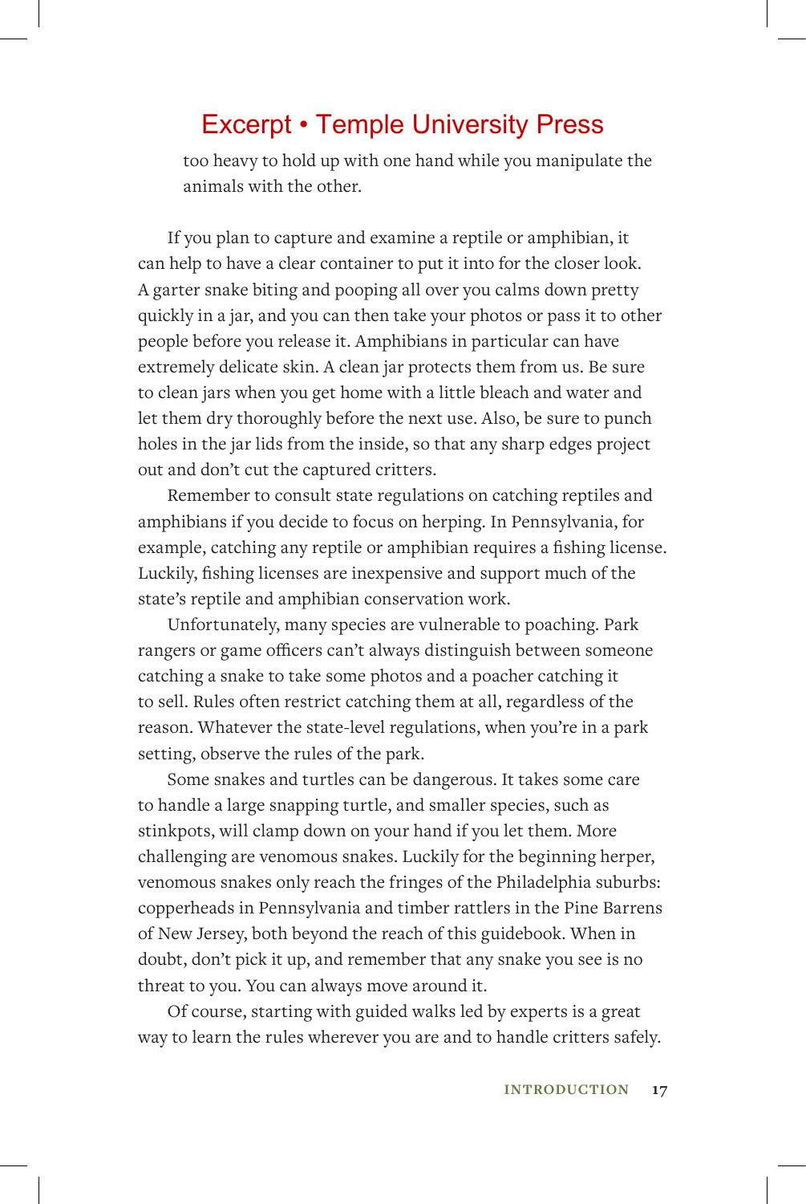too heavy to hold up with one hand while you manipulate the animals with the other.

If you plan to capture and examine a reptile or amphibian, it can help to have a clear container to put it into for the closer look. A garter snake biting and pooping all over you calms down pretty quickly in a jar, and you can then take your photos or pass it to other people before you release it. Amphibians in particular can have extremely delicate skin. A clean jar protects them from us. Be sure to clean jars when you get home with a little bleach and water and let them dry thoroughly before the next use. Also, be sure to punch holes in the jar lids from the inside, so that any sharp edges project out and don't cut the captured critters.

Remember to consult state regulations on catching reptiles and amphibians if you decide to focus on herping. In Pennsylvania, for example, catching any reptile or amphibian requires a fishing license. Luckily, fishing licenses are inexpensive and support much of the state's reptile and amphibian conservation work.

Unfortunately, many species are vulnerable to poaching. Park rangers or game officers can't always distinguish between someone catching a snake to take some photos and a poacher catching it to sell. Rules often restrict catching them at all, regardless of the reason. Whatever the state-level regulations, when you're in a park setting, observe the rules of the park.

Some snakes and turtles can be dangerous. It takes some care to handle a large snapping turtle, and smaller species, such as stinkpots, will clamp down on your hand if you let them. More challenging are venomous snakes. Luckily for the beginning herper, venomous snakes only reach the fringes of the Philadelphia suburbs: copperheads in Pennsylvania and timber rattlers in the Pine Barrens of New Jersey, both beyond the reach of this guidebook. When in doubt, don't pick it up, and remember that any snake you see is no threat to you. You can always move around it.

Of course, starting with guided walks led by experts is a great way to learn the rules wherever you are and to handle critters safely.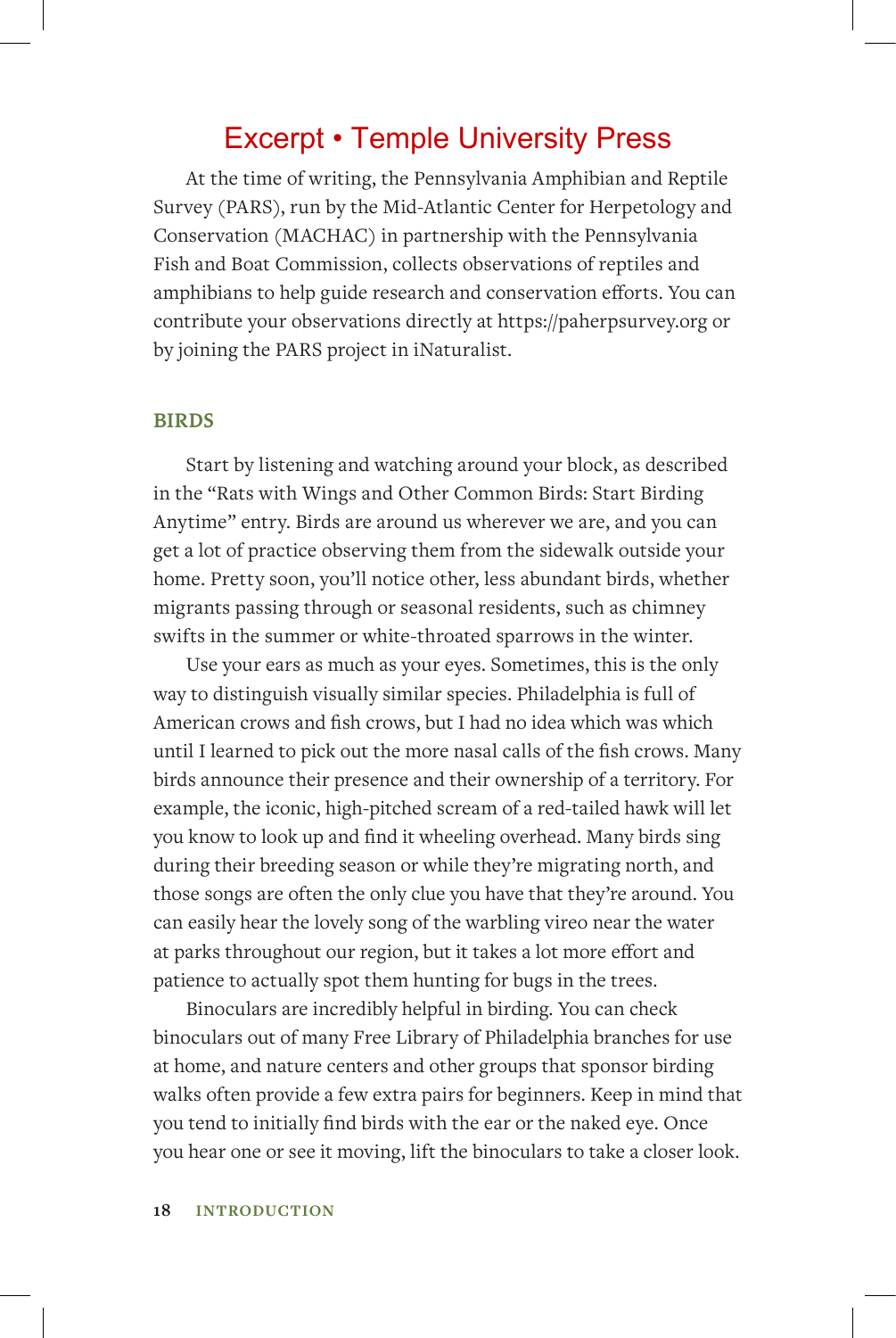Excerpt • Temple University Press

At the time of writing, the Pennsylvania Amphibian and Reptile Survey (PARS), run by the Mid-Atlantic Center for Herpetology and Conservation (MACHAC) in partnership with the Pennsylvania Fish and Boat Commission, collects observations of reptiles and amphibians to help guide research and conservation efforts. You can contribute your observations directly at https://paherpsurvey.org or by joining the PARS project in iNaturalist.

## BIRDS

Start by listening and watching around your block, as described in the "Rats with Wings and Other Common Birds: Start Birding Anytime" entry. Birds are around us wherever we are, and you can get a lot of practice observing them from the sidewalk outside your home. Pretty soon, you'll notice other, less abundant birds, whether migrants passing through or seasonal residents, such as chimney swifts in the summer or white-throated sparrows in the winter.

Use your ears as much as your eyes. Sometimes, this is the only way to distinguish visually similar species. Philadelphia is full of American crows and fish crows, but I had no idea which was which until I learned to pick out the more nasal calls of the fish crows. Many birds announce their presence and their ownership of a territory. For example, the iconic, high-pitched scream of a red-tailed hawk will let you know to look up and find it wheeling overhead. Many birds sing during their breeding season or while they're migrating north, and those songs are often the only clue you have that they're around. You can easily hear the lovely song of the warbling vireo near the water at parks throughout our region, but it takes a lot more effort and patience to actually spot them hunting for bugs in the trees.

Binoculars are incredibly helpful in birding. You can check binoculars out of many Free Library of Philadelphia branches for use at home, and nature centers and other groups that sponsor birding walks often provide a few extra pairs for beginners. Keep in mind that you tend to initially find birds with the ear or the naked eye. Once you hear one or see it moving, lift the binoculars to take a closer look.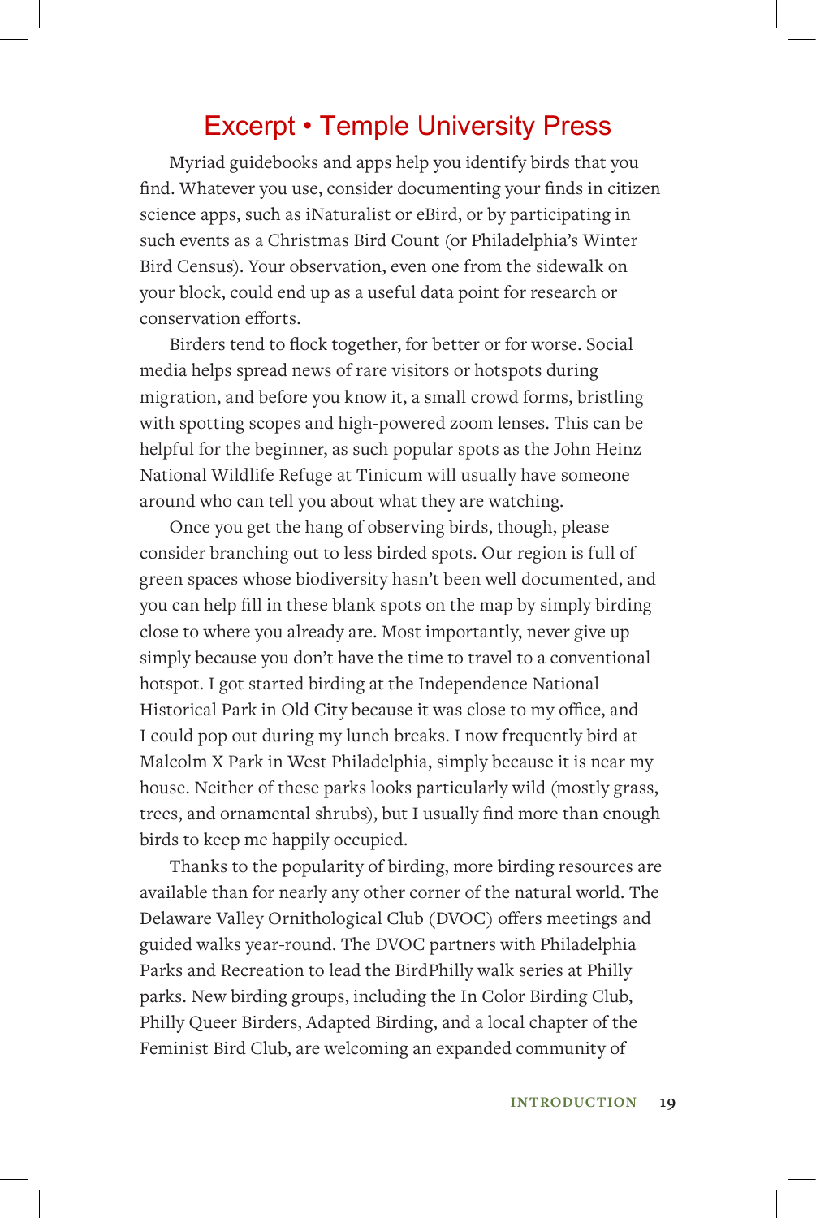Myriad guidebooks and apps help you identify birds that you find. Whatever you use, consider documenting your finds in citizen science apps, such as iNaturalist or eBird, or by participating in such events as a Christmas Bird Count (or Philadelphia's Winter Bird Census). Your observation, even one from the sidewalk on your block, could end up as a useful data point for research or conservation efforts.

Birders tend to flock together, for better or for worse. Social media helps spread news of rare visitors or hotspots during migration, and before you know it, a small crowd forms, bristling with spotting scopes and high-powered zoom lenses. This can be helpful for the beginner, as such popular spots as the John Heinz National Wildlife Refuge at Tinicum will usually have someone around who can tell you about what they are watching.

Once you get the hang of observing birds, though, please consider branching out to less birded spots. Our region is full of green spaces whose biodiversity hasn't been well documented, and you can help fill in these blank spots on the map by simply birding close to where you already are. Most importantly, never give up simply because you don't have the time to travel to a conventional hotspot. I got started birding at the Independence National Historical Park in Old City because it was close to my office, and I could pop out during my lunch breaks. I now frequently bird at Malcolm X Park in West Philadelphia, simply because it is near my house. Neither of these parks looks particularly wild (mostly grass, trees, and ornamental shrubs), but I usually find more than enough birds to keep me happily occupied.

Thanks to the popularity of birding, more birding resources are available than for nearly any other corner of the natural world. The Delaware Valley Ornithological Club (DVOC) offers meetings and guided walks year-round. The DVOC partners with Philadelphia Parks and Recreation to lead the BirdPhilly walk series at Philly parks. New birding groups, including the In Color Birding Club, Philly Queer Birders, Adapted Birding, and a local chapter of the Feminist Bird Club, are welcoming an expanded community of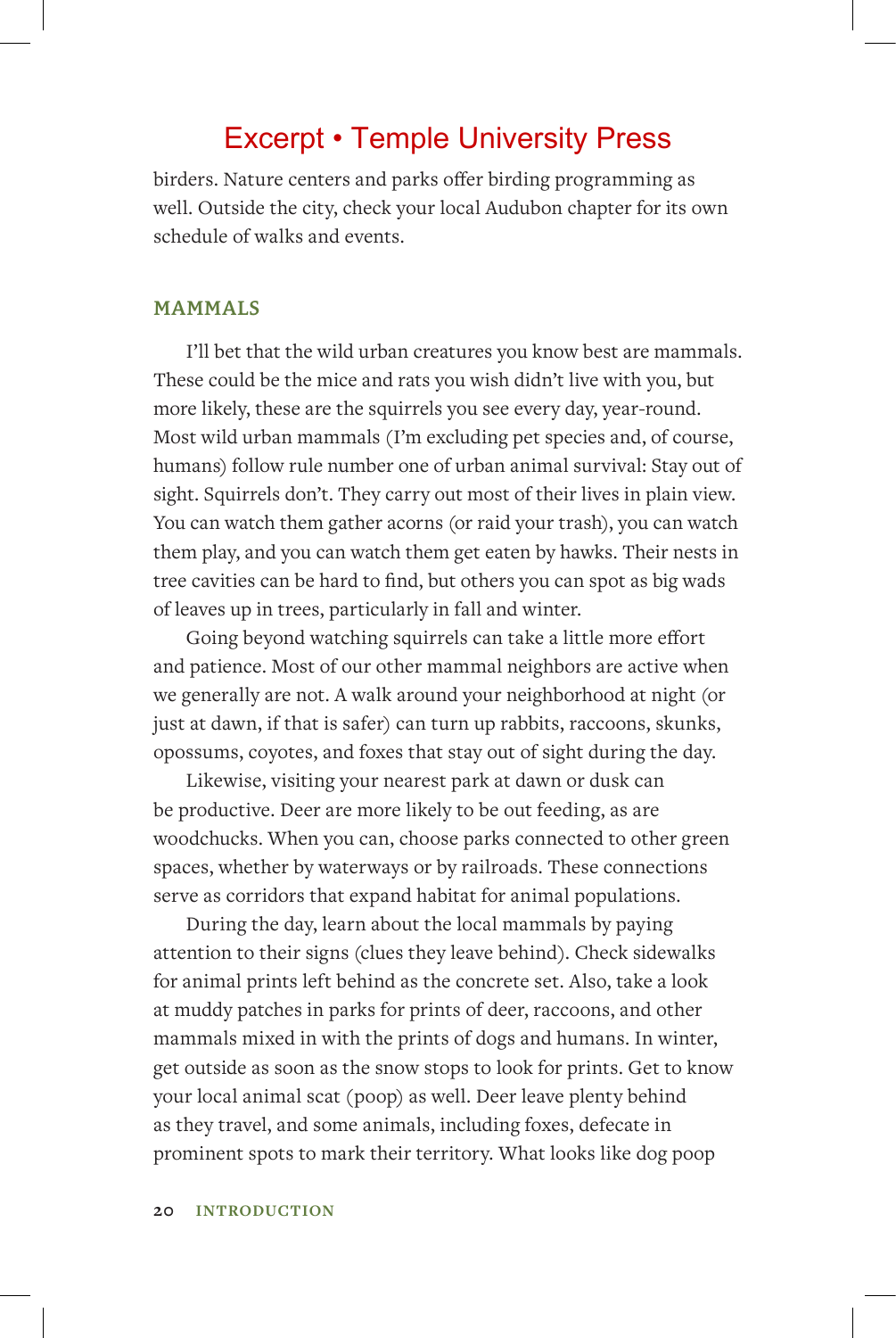birders. Nature centers and parks offer birding programming as well. Outside the city, check your local Audubon chapter for its own schedule of walks and events.

## MAMMALS

I'll bet that the wild urban creatures you know best are mammals. These could be the mice and rats you wish didn't live with you, but more likely, these are the squirrels you see every day, year-round. Most wild urban mammals (I'm excluding pet species and, of course, humans) follow rule number one of urban animal survival: Stay out of sight. Squirrels don't. They carry out most of their lives in plain view. You can watch them gather acorns (or raid your trash), you can watch them play, and you can watch them get eaten by hawks. Their nests in tree cavities can be hard to find, but others you can spot as big wads of leaves up in trees, particularly in fall and winter.

Going beyond watching squirrels can take a little more effort and patience. Most of our other mammal neighbors are active when we generally are not. A walk around your neighborhood at night (or just at dawn, if that is safer) can turn up rabbits, raccoons, skunks, opossums, coyotes, and foxes that stay out of sight during the day.

Likewise, visiting your nearest park at dawn or dusk can be productive. Deer are more likely to be out feeding, as are woodchucks. When you can, choose parks connected to other green spaces, whether by waterways or by railroads. These connections serve as corridors that expand habitat for animal populations.

During the day, learn about the local mammals by paying attention to their signs (clues they leave behind). Check sidewalks for animal prints left behind as the concrete set. Also, take a look at muddy patches in parks for prints of deer, raccoons, and other mammals mixed in with the prints of dogs and humans. In winter, get outside as soon as the snow stops to look for prints. Get to know your local animal scat (poop) as well. Deer leave plenty behind as they travel, and some animals, including foxes, defecate in prominent spots to mark their territory. What looks like dog poop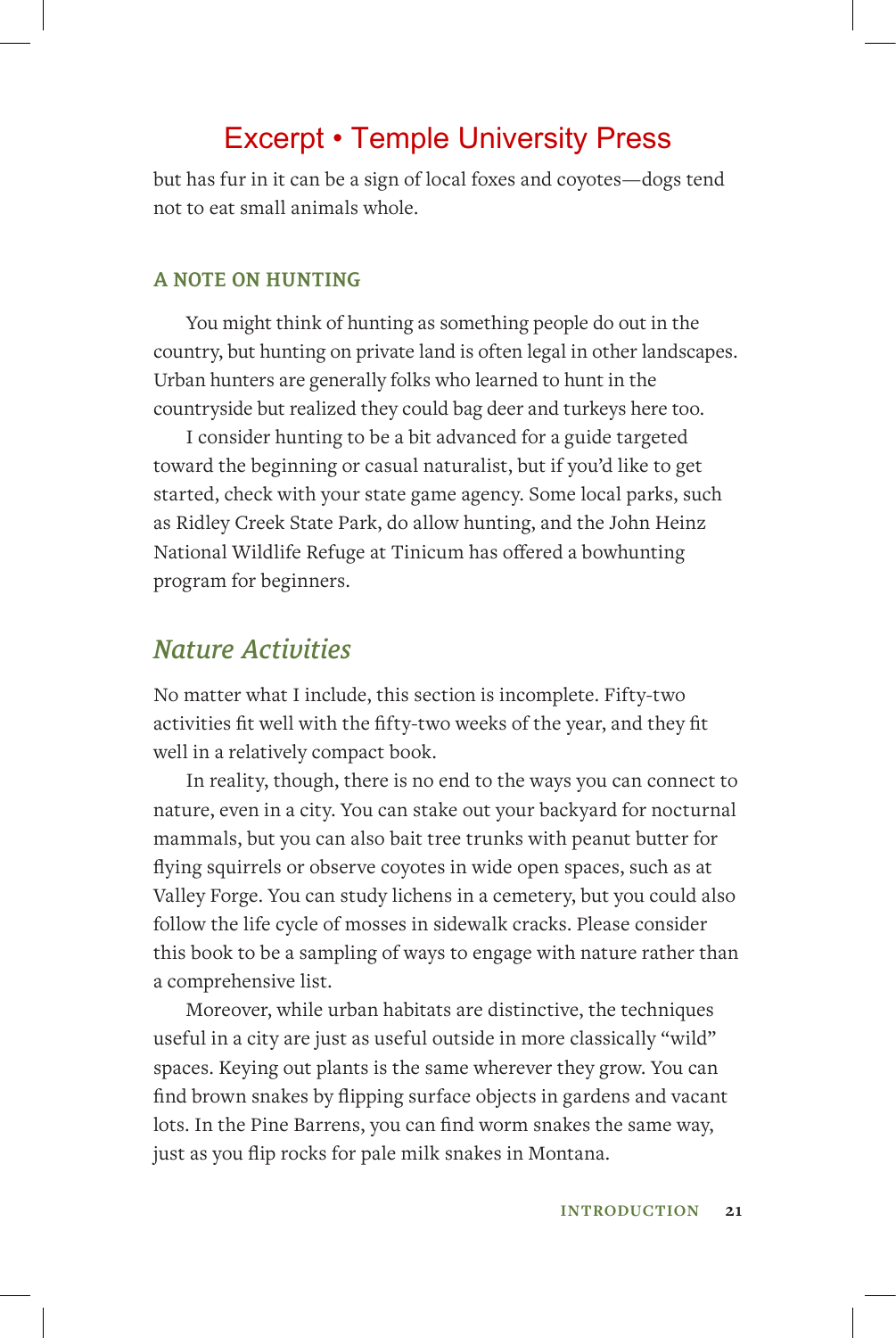but has fur in it can be a sign of local foxes and coyotes—dogs tend not to eat small animals whole.

### A NOTE ON HUNTING

You might think of hunting as something people do out in the country, but hunting on private land is often legal in other landscapes. Urban hunters are generally folks who learned to hunt in the countryside but realized they could bag deer and turkeys here too.

I consider hunting to be a bit advanced for a guide targeted toward the beginning or casual naturalist, but if you'd like to get started, check with your state game agency. Some local parks, such as Ridley Creek State Park, do allow hunting, and the John Heinz National Wildlife Refuge at Tinicum has offered a bowhunting program for beginners.

## *Nature Activities*

No matter what I include, this section is incomplete. Fifty-two activities fit well with the fifty-two weeks of the year, and they fit well in a relatively compact book.

In reality, though, there is no end to the ways you can connect to nature, even in a city. You can stake out your backyard for nocturnal mammals, but you can also bait tree trunks with peanut butter for flying squirrels or observe coyotes in wide open spaces, such as at Valley Forge. You can study lichens in a cemetery, but you could also follow the life cycle of mosses in sidewalk cracks. Please consider this book to be a sampling of ways to engage with nature rather than a comprehensive list.

Moreover, while urban habitats are distinctive, the techniques useful in a city are just as useful outside in more classically "wild" spaces. Keying out plants is the same wherever they grow. You can find brown snakes by flipping surface objects in gardens and vacant lots. In the Pine Barrens, you can find worm snakes the same way, just as you flip rocks for pale milk snakes in Montana.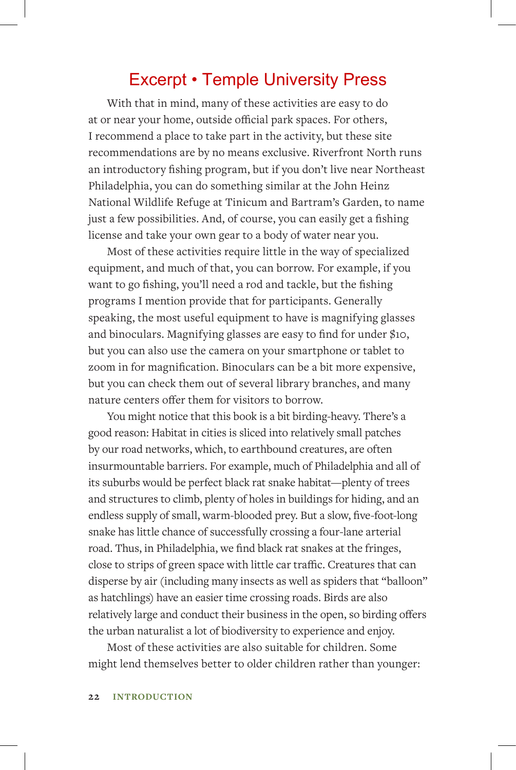# Excerpt • Temple University Press

With that in mind, many of these activities are easy to do at or near your home, outside official park spaces. For others, I recommend a place to take part in the activity, but these site recommendations are by no means exclusive. Riverfront North runs an introductory fishing program, but if you don't live near Northeast Philadelphia, you can do something similar at the John Heinz National Wildlife Refuge at Tinicum and Bartram's Garden, to name just a few possibilities. And, of course, you can easily get a fishing license and take your own gear to a body of water near you.

Most of these activities require little in the way of specialized equipment, and much of that, you can borrow. For example, if you want to go fishing, you'll need a rod and tackle, but the fishing programs I mention provide that for participants. Generally speaking, the most useful equipment to have is magnifying glasses and binoculars. Magnifying glasses are easy to find for under $10, but you can also use the camera on your smartphone or tablet to zoom in for magnification. Binoculars can be a bit more expensive, but you can check them out of several library branches, and many nature centers offer them for visitors to borrow.

You might notice that this book is a bit birding-heavy. There's a good reason: Habitat in cities is sliced into relatively small patches by our road networks, which, to earthbound creatures, are often insurmountable barriers. For example, much of Philadelphia and all of its suburbs would be perfect black rat snake habitat—plenty of trees and structures to climb, plenty of holes in buildings for hiding, and an endless supply of small, warm-blooded prey. But a slow, five-foot-long snake has little chance of successfully crossing a four-lane arterial road. Thus, in Philadelphia, we find black rat snakes at the fringes, close to strips of green space with little car traffic. Creatures that can disperse by air (including many insects as well as spiders that "balloon" as hatchlings) have an easier time crossing roads. Birds are also relatively large and conduct their business in the open, so birding offers the urban naturalist a lot of biodiversity to experience and enjoy.

Most of these activities are also suitable for children. Some might lend themselves better to older children rather than younger: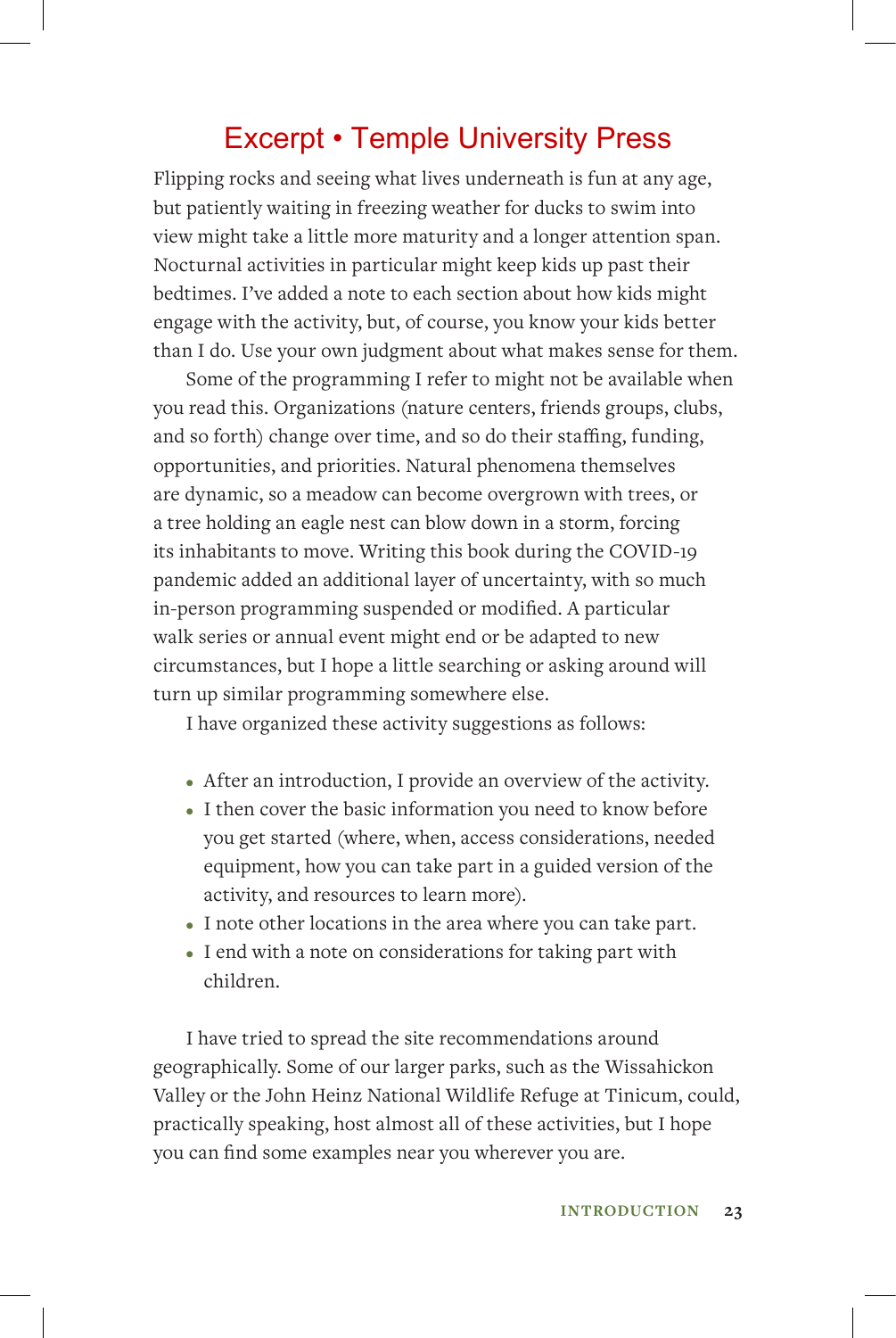Excerpt • Temple University Press

Flipping rocks and seeing what lives underneath is fun at any age, but patiently waiting in freezing weather for ducks to swim into view might take a little more maturity and a longer attention span. Nocturnal activities in particular might keep kids up past their bedtimes. I've added a note to each section about how kids might engage with the activity, but, of course, you know your kids better than I do. Use your own judgment about what makes sense for them.

Some of the programming I refer to might not be available when you read this. Organizations (nature centers, friends groups, clubs, and so forth) change over time, and so do their staffing, funding, opportunities, and priorities. Natural phenomena themselves are dynamic, so a meadow can become overgrown with trees, or a tree holding an eagle nest can blow down in a storm, forcing its inhabitants to move. Writing this book during the COVID-19 pandemic added an additional layer of uncertainty, with so much in-person programming suspended or modified. A particular walk series or annual event might end or be adapted to new circumstances, but I hope a little searching or asking around will turn up similar programming somewhere else.

I have organized these activity suggestions as follows:

- After an introduction, I provide an overview of the activity.
- I then cover the basic information you need to know before you get started (where, when, access considerations, needed equipment, how you can take part in a guided version of the activity, and resources to learn more).
- I note other locations in the area where you can take part.
- I end with a note on considerations for taking part with children.

I have tried to spread the site recommendations around geographically. Some of our larger parks, such as the Wissahickon Valley or the John Heinz National Wildlife Refuge at Tinicum, could, practically speaking, host almost all of these activities, but I hope you can find some examples near you wherever you are.